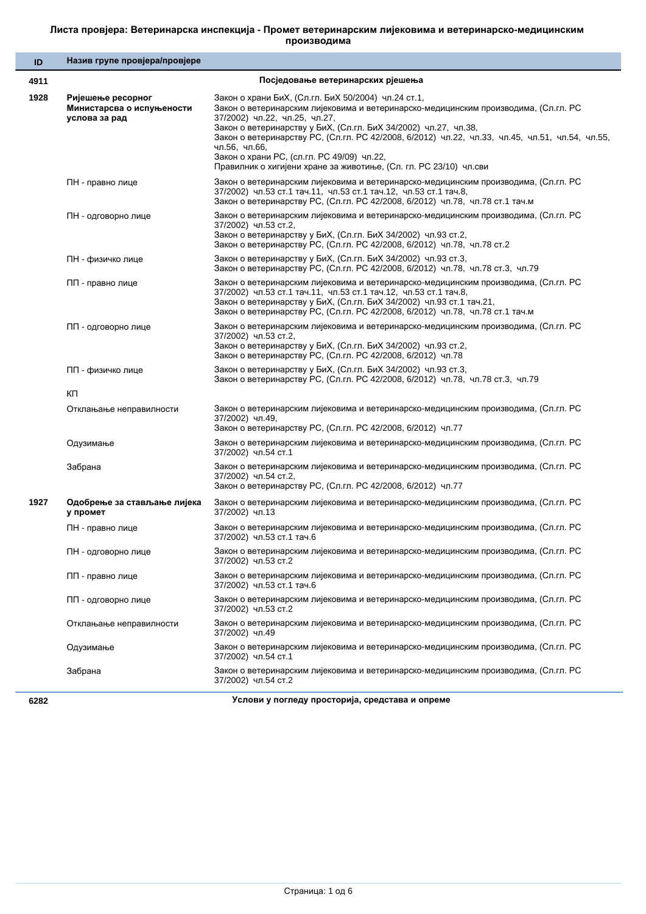**Листа провјера: Ветеринарска инспекција - Промет ветеринарским лијековима и ветеринарско-медицинским производима**

| ID | Назив групе провјера/провјере | |
|---|---|---|
| 4911 | | **Посједовање ветеринарских рјешења** |
| 1928 | **Рјешење ресорног Министарсва о испуњености услова за рад** | Закон о храни БиХ, (Сл.гл. БиХ 50/2004) чл.24 ст.1,<br>Закон о ветеринарским лијековима и ветеринарско-медицинским производима, (Сл.гл. РС 37/2002) чл.22, чл.25, чл.27,<br>Закон о ветеринарству у БиХ, (Сл.гл. БиХ 34/2002) чл.27, чл.38,<br>Закон о ветеринарству РС, (Сл.гл. РС 42/2008, 6/2012) чл.22, чл.33, чл.45, чл.51, чл.54, чл.55, чл.56, чл.66,<br>Закон о храни РС, (сл.гл. РС 49/09) чл.22,<br>Правилник о хигијени хране за животиње, (Сл. гл. РС 23/10) чл.сви |
| | ПН - правно лице | Закон о ветеринарским лијековима и ветеринарско-медицинским производима, (Сл.гл. РС 37/2002) чл.53 ст.1 тач.11, чл.53 ст.1 тач.12, чл.53 ст.1 тач.8,<br>Закон о ветеринарству РС, (Сл.гл. РС 42/2008, 6/2012) чл.78, чл.78 ст.1 тач.м |
| | ПН - одговорно лице | Закон о ветеринарским лијековима и ветеринарско-медицинским производима, (Сл.гл. РС 37/2002) чл.53 ст.2,<br>Закон о ветеринарству у БиХ, (Сл.гл. БиХ 34/2002) чл.93 ст.2,<br>Закон о ветеринарству РС, (Сл.гл. РС 42/2008, 6/2012) чл.78, чл.78 ст.2 |
| | ПН - физичко лице | Закон о ветеринарству у БиХ, (Сл.гл. БиХ 34/2002) чл.93 ст.3,<br>Закон о ветеринарству РС, (Сл.гл. РС 42/2008, 6/2012) чл.78, чл.78 ст.3, чл.79 |
| | ПП - правно лице | Закон о ветеринарским лијековима и ветеринарско-медицинским производима, (Сл.гл. РС 37/2002) чл.53 ст.1 тач.11, чл.53 ст.1 тач.12, чл.53 ст.1 тач.8,<br>Закон о ветеринарству у БиХ, (Сл.гл. БиХ 34/2002) чл.93 ст.1 тач.21,<br>Закон о ветеринарству РС, (Сл.гл. РС 42/2008, 6/2012) чл.78, чл.78 ст.1 тач.м |
| | ПП - одговорно лице | Закон о ветеринарским лијековима и ветеринарско-медицинским производима, (Сл.гл. РС 37/2002) чл.53 ст.2,<br>Закон о ветеринарству у БиХ, (Сл.гл. БиХ 34/2002) чл.93 ст.2,<br>Закон о ветеринарству РС, (Сл.гл. РС 42/2008, 6/2012) чл.78 |
| | ПП - физичко лице | Закон о ветеринарству у БиХ, (Сл.гл. БиХ 34/2002) чл.93 ст.3,<br>Закон о ветеринарству РС, (Сл.гл. РС 42/2008, 6/2012) чл.78, чл.78 ст.3, чл.79 |
| | КП | |
| | Отклањање неправилности | Закон о ветеринарским лијековима и ветеринарско-медицинским производима, (Сл.гл. РС 37/2002) чл.49,<br>Закон о ветеринарству РС, (Сл.гл. РС 42/2008, 6/2012) чл.77 |
| | Одузимање | Закон о ветеринарским лијековима и ветеринарско-медицинским производима, (Сл.гл. РС 37/2002) чл.54 ст.1 |
| | Забрана | Закон о ветеринарским лијековима и ветеринарско-медицинским производима, (Сл.гл. РС 37/2002) чл.54 ст.2,<br>Закон о ветеринарству РС, (Сл.гл. РС 42/2008, 6/2012) чл.77 |
| 1927 | **Одобрење за стављање лијека у промет** | Закон о ветеринарским лијековима и ветеринарско-медицинским производима, (Сл.гл. РС 37/2002) чл.13 |
| | ПН - правно лице | Закон о ветеринарским лијековима и ветеринарско-медицинским производима, (Сл.гл. РС 37/2002) чл.53 ст.1 тач.6 |
| | ПН - одговорно лице | Закон о ветеринарским лијековима и ветеринарско-медицинским производима, (Сл.гл. РС 37/2002) чл.53 ст.2 |
| | ПП - правно лице | Закон о ветеринарским лијековима и ветеринарско-медицинским производима, (Сл.гл. РС 37/2002) чл.53 ст.1 тач.6 |
| | ПП - одговорно лице | Закон о ветеринарским лијековима и ветеринарско-медицинским производима, (Сл.гл. РС 37/2002) чл.53 ст.2 |
| | Отклањање неправилности | Закон о ветеринарским лијековима и ветеринарско-медицинским производима, (Сл.гл. РС 37/2002) чл.49 |
| | Одузимање | Закон о ветеринарским лијековима и ветеринарско-медицинским производима, (Сл.гл. РС 37/2002) чл.54 ст.1 |
| | Забрана | Закон о ветеринарским лијековима и ветеринарско-медицинским производима, (Сл.гл. РС 37/2002) чл.54 ст.2 |
| 6282 | | **Услови у погледу просторија, средстава и опреме** |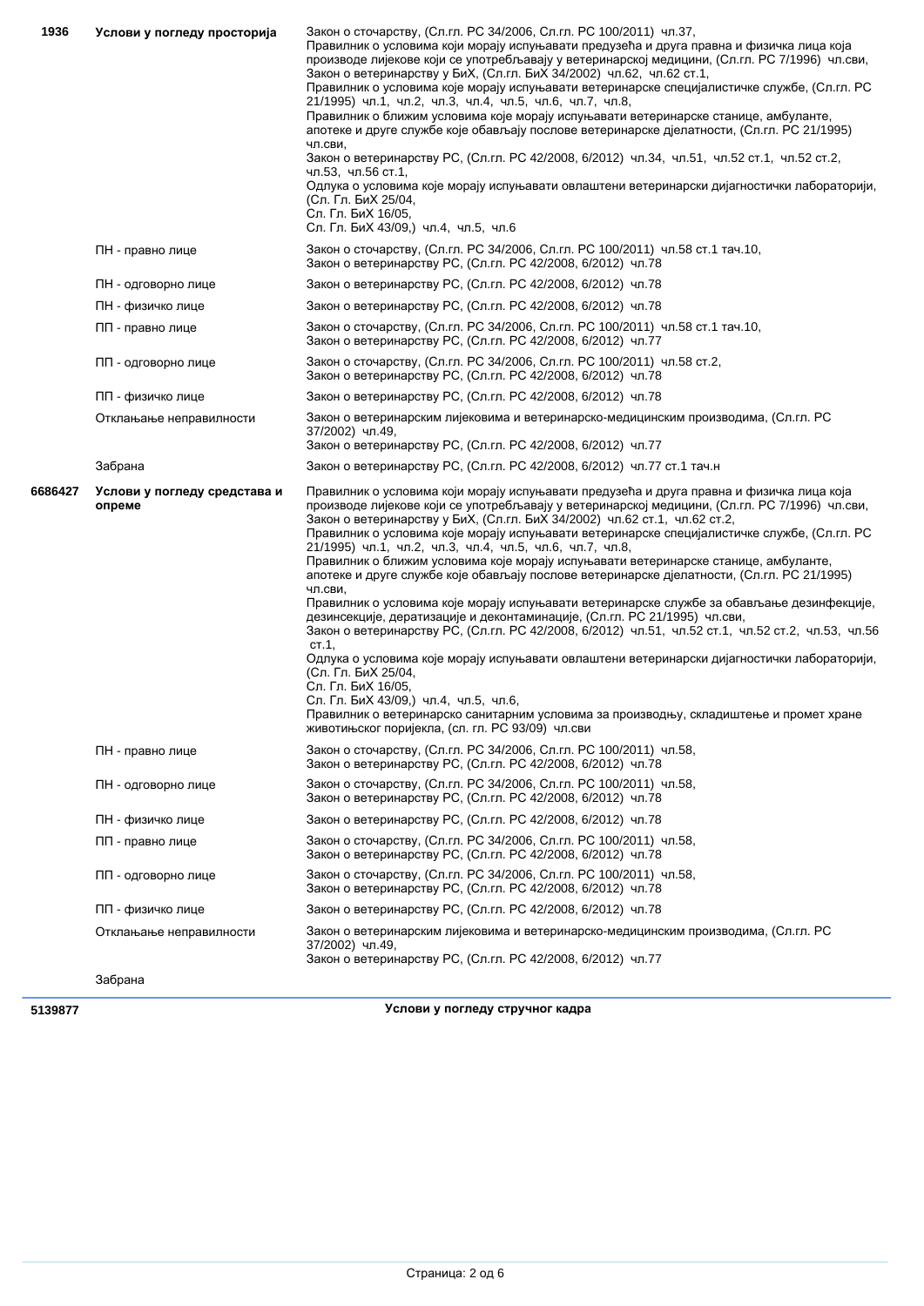| | | |
|---|---|---|
| 1936 | **Услови у погледу просторија** | Закон о сточарству, (Сл.гл. РС 34/2006, Сл.гл. РС 100/2011) чл.37,<br>Правилник о условима који морају испуњавати предузећа и друга правна и физичка лица која производе лијекове који се употребљавају у ветеринарској медицини, (Сл.гл. РС 7/1996) чл.сви,<br>Закон о ветеринарству у БиХ, (Сл.гл. БиХ 34/2002) чл.62, чл.62 ст.1,<br>Правилник о условима које морају испуњавати ветеринарске специјалистичке службе, (Сл.гл. РС 21/1995) чл.1, чл.2, чл.3, чл.4, чл.5, чл.6, чл.7, чл.8,<br>Правилник о ближим условима које морају испуњавати ветеринарске станице, амбуланте, апотеке и друге службе које обављају послове ветеринарске дјелатности, (Сл.гл. РС 21/1995) чл.сви,<br>Закон о ветеринарству РС, (Сл.гл. РС 42/2008, 6/2012) чл.34, чл.51, чл.52 ст.1, чл.52 ст.2, чл.53, чл.56 ст.1,<br>Одлука о условима које морају испуњавати овлаштени ветеринарски дијагностички лабораторији, (Сл. Гл. БиХ 25/04,<br>Сл. Гл. БиХ 16/05,<br>Сл. Гл. БиХ 43/09,) чл.4, чл.5, чл.6 |
| | ПН - правно лице | Закон о сточарству, (Сл.гл. РС 34/2006, Сл.гл. РС 100/2011) чл.58 ст.1 тач.10,<br>Закон о ветеринарству РС, (Сл.гл. РС 42/2008, 6/2012) чл.78 |
| | ПН - одговорно лице | Закон о ветеринарству РС, (Сл.гл. РС 42/2008, 6/2012) чл.78 |
| | ПН - физичко лице | Закон о ветеринарству РС, (Сл.гл. РС 42/2008, 6/2012) чл.78 |
| | ПП - правно лице | Закон о сточарству, (Сл.гл. РС 34/2006, Сл.гл. РС 100/2011) чл.58 ст.1 тач.10,<br>Закон о ветеринарству РС, (Сл.гл. РС 42/2008, 6/2012) чл.77 |
| | ПП - одговорно лице | Закон о сточарству, (Сл.гл. РС 34/2006, Сл.гл. РС 100/2011) чл.58 ст.2,<br>Закон о ветеринарству РС, (Сл.гл. РС 42/2008, 6/2012) чл.78 |
| | ПП - физичко лице | Закон о ветеринарству РС, (Сл.гл. РС 42/2008, 6/2012) чл.78 |
| | Отклањање неправилности | Закон о ветеринарским лијековима и ветеринарско-медицинским производима, (Сл.гл. РС 37/2002) чл.49,<br>Закон о ветеринарству РС, (Сл.гл. РС 42/2008, 6/2012) чл.77 |
| | Забрана | Закон о ветеринарству РС, (Сл.гл. РС 42/2008, 6/2012) чл.77 ст.1 тач.н |
| 6686427 | **Услови у погледу средства и опреме** | Правилник о условима који морају испуњавати предузећа и друга правна и физичка лица која производе лијекове који се употребљавају у ветеринарској медицини, (Сл.гл. РС 7/1996) чл.сви,<br>Закон о ветеринарству у БиХ, (Сл.гл. БиХ 34/2002) чл.62 ст.1, чл.62 ст.2,<br>Правилник о условима које морају испуњавати ветеринарске специјалистичке службе, (Сл.гл. РС 21/1995) чл.1, чл.2, чл.3, чл.4, чл.5, чл.6, чл.7, чл.8,<br>Правилник о ближим условима које морају испуњавати ветеринарске станице, амбуланте, апотеке и друге службе које обављају послове ветеринарске дјелатности, (Сл.гл. РС 21/1995) чл.сви,<br>Правилник о условима које морају испуњавати ветеринарске службе за обављање дезинфекције, дезинсекције, дератизације и деконтаминације, (Сл.гл. РС 21/1995) чл.сви,<br>Закон о ветеринарству РС, (Сл.гл. РС 42/2008, 6/2012) чл.51, чл.52 ст.1, чл.52 ст.2, чл.53, чл.56 ст.1,<br>Одлука о условима које морају испуњавати овлаштени ветеринарски дијагностички лабораторији, (Сл. Гл. БиХ 25/04,<br>Сл. Гл. БиХ 16/05,<br>Сл. Гл. БиХ 43/09,) чл.4, чл.5, чл.6,<br>Правилник о ветеринарско санитарним условима за производњу, складиштење и промет хране животињског поријекла, (сл. гл. РС 93/09) чл.сви |
| | ПН - правно лице | Закон о сточарству, (Сл.гл. РС 34/2006, Сл.гл. РС 100/2011) чл.58,<br>Закон о ветеринарству РС, (Сл.гл. РС 42/2008, 6/2012) чл.78 |
| | ПН - одговорно лице | Закон о сточарству, (Сл.гл. РС 34/2006, Сл.гл. РС 100/2011) чл.58,<br>Закон о ветеринарству РС, (Сл.гл. РС 42/2008, 6/2012) чл.78 |
| | ПН - физичко лице | Закон о ветеринарству РС, (Сл.гл. РС 42/2008, 6/2012) чл.78 |
| | ПП - правно лице | Закон о сточарству, (Сл.гл. РС 34/2006, Сл.гл. РС 100/2011) чл.58,<br>Закон о ветеринарству РС, (Сл.гл. РС 42/2008, 6/2012) чл.78 |
| | ПП - одговорно лице | Закон о сточарству, (Сл.гл. РС 34/2006, Сл.гл. РС 100/2011) чл.58,<br>Закон о ветеринарству РС, (Сл.гл. РС 42/2008, 6/2012) чл.78 |
| | ПП - физичко лице | Закон о ветеринарству РС, (Сл.гл. РС 42/2008, 6/2012) чл.78 |
| | Отклањање неправилности | Закон о ветеринарским лијековима и ветеринарско-медицинским производима, (Сл.гл. РС 37/2002) чл.49,<br>Закон о ветеринарству РС, (Сл.гл. РС 42/2008, 6/2012) чл.77 |
| | Забрана | |

**5139877** **Услови у погледу стручног кадра**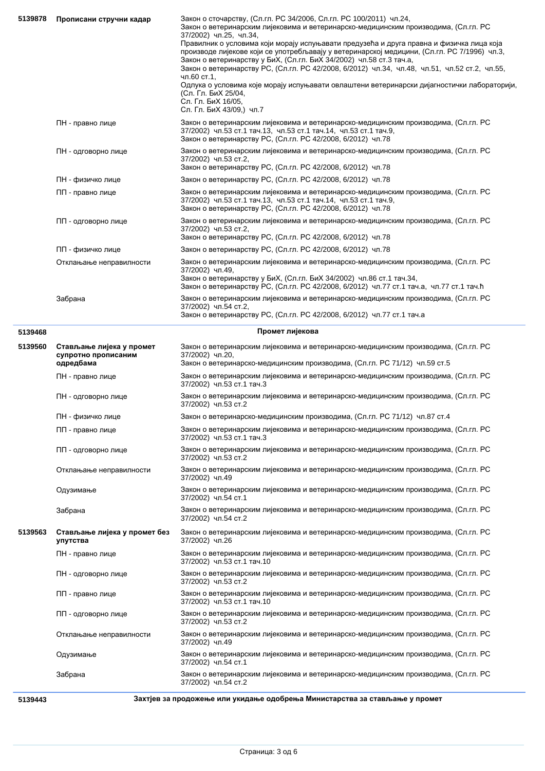| | | |
|---|---|---|
| 5139878 | **Прописани стручни кадар** | Закон о сточарству, (Сл.гл. РС 34/2006, Сл.гл. РС 100/2011) чл.24,<br>Закон о ветеринарским лијековима и ветеринарско-медицинским производима, (Сл.гл. РС 37/2002) чл.25, чл.34,<br>Правилник о условима који морају испуњавати предузећа и друга правна и физичка лица која производе лијекове који се употребљавају у ветеринарској медицини, (Сл.гл. РС 7/1996) чл.3,<br>Закон о ветеринарству у БиХ, (Сл.гл. БиХ 34/2002) чл.58 ст.3 тача,<br>Закон о ветеринарству РС, (Сл.гл. РС 42/2008, 6/2012) чл.34, чл.48, чл.51, чл.52 ст.2, чл.55, чл.60 ст.1,<br>Одлука о условима које морају испуњавати овлаштени ветеринарски дијагностички лабораторији, (Сл. Гл. БиХ 25/04,<br>Сл. Гл. БиХ 16/05,<br>Сл. Гл. БиХ 43/09,) чл.7 |
| | ПН - правно лице | Закон о ветеринарским лијековима и ветеринарско-медицинским производима, (Сл.гл. РС 37/2002) чл.53 ст.1 тач.13, чл.53 ст.1 тач.14, чл.53 ст.1 тач.9,<br>Закон о ветеринарству РС, (Сл.гл. РС 42/2008, 6/2012) чл.78 |
| | ПН - одговорно лице | Закон о ветеринарским лијековима и ветеринарско-медицинским производима, (Сл.гл. РС 37/2002) чл.53 ст.2,<br>Закон о ветеринарству РС, (Сл.гл. РС 42/2008, 6/2012) чл.78 |
| | ПН - физичко лице | Закон о ветеринарству РС, (Сл.гл. РС 42/2008, 6/2012) чл.78 |
| | ПП - правно лице | Закон о ветеринарским лијековима и ветеринарско-медицинским производима, (Сл.гл. РС 37/2002) чл.53 ст.1 тач.13, чл.53 ст.1 тач.14, чл.53 ст.1 тач.9,<br>Закон о ветеринарству РС, (Сл.гл. РС 42/2008, 6/2012) чл.78 |
| | ПП - одговорно лице | Закон о ветеринарским лијековима и ветеринарско-медицинским производима, (Сл.гл. РС 37/2002) чл.53 ст.2,<br>Закон о ветеринарству РС, (Сл.гл. РС 42/2008, 6/2012) чл.78 |
| | ПП - физичко лице | Закон о ветеринарству РС, (Сл.гл. РС 42/2008, 6/2012) чл.78 |
| | Отклањање неправилности | Закон о ветеринарским лијековима и ветеринарско-медицинским производима, (Сл.гл. РС 37/2002) чл.49,<br>Закон о ветеринарству у БиХ, (Сл.гл. БиХ 34/2002) чл.86 ст.1 тач.34,<br>Закон о ветеринарству РС, (Сл.гл. РС 42/2008, 6/2012) чл.77 ст.1 тач.а, чл.77 ст.1 тач.ђ |
| | Забрана | Закон о ветеринарским лијековима и ветеринарско-медицинским производима, (Сл.гл. РС 37/2002) чл.54 ст.2,<br>Закон о ветеринарству РС, (Сл.гл. РС 42/2008, 6/2012) чл.77 ст.1 тача |
| 5139468 | | **Промет лијекова** |
| 5139560 | **Стављање лијека у промет супротно прописаним одредбама** | Закон о ветеринарским лијековима и ветеринарско-медицинским производима, (Сл.гл. РС 37/2002) чл.20,<br>Закон о ветеринарско-медицинским производима, (Сл.гл. РС 71/12) чл.59 ст.5 |
| | ПН - правно лице | Закон о ветеринарским лијековима и ветеринарско-медицинским производима, (Сл.гл. РС 37/2002) чл.53 ст.1 тач.3 |
| | ПН - одговорно лице | Закон о ветеринарским лијековима и ветеринарско-медицинским производима, (Сл.гл. РС 37/2002) чл.53 ст.2 |
| | ПН - физичко лице | Закон о ветеринарско-медицинским производима, (Сл.гл. РС 71/12) чл.87 ст.4 |
| | ПП - правно лице | Закон о ветеринарским лијековима и ветеринарско-медицинским производима, (Сл.гл. РС 37/2002) чл.53 ст.1 тач.3 |
| | ПП - одговорно лице | Закон о ветеринарским лијековима и ветеринарско-медицинским производима, (Сл.гл. РС 37/2002) чл.53 ст.2 |
| | Отклањање неправилности | Закон о ветеринарским лијековима и ветеринарско-медицинским производима, (Сл.гл. РС 37/2002) чл.49 |
| | Одузимање | Закон о ветеринарским лијековима и ветеринарско-медицинским производима, (Сл.гл. РС 37/2002) чл.54 ст.1 |
| | Забрана | Закон о ветеринарским лијековима и ветеринарско-медицинским производима, (Сл.гл. РС 37/2002) чл.54 ст.2 |
| 5139563 | **Стављање лијека у промет без упутства** | Закон о ветеринарским лијековима и ветеринарско-медицинским производима, (Сл.гл. РС 37/2002) чл.26 |
| | ПН - правно лице | Закон о ветеринарским лијековима и ветеринарско-медицинским производима, (Сл.гл. РС 37/2002) чл.53 ст.1 тач.10 |
| | ПН - одговорно лице | Закон о ветеринарским лијековима и ветеринарско-медицинским производима, (Сл.гл. РС 37/2002) чл.53 ст.2 |
| | ПП - правно лице | Закон о ветеринарским лијековима и ветеринарско-медицинским производима, (Сл.гл. РС 37/2002) чл.53 ст.1 тач.10 |
| | ПП - одговорно лице | Закон о ветеринарским лијековима и ветеринарско-медицинским производима, (Сл.гл. РС 37/2002) чл.53 ст.2 |
| | Отклањање неправилности | Закон о ветеринарским лијековима и ветеринарско-медицинским производима, (Сл.гл. РС 37/2002) чл.49 |
| | Одузимање | Закон о ветеринарским лијековима и ветеринарско-медицинским производима, (Сл.гл. РС 37/2002) чл.54 ст.1 |
| | Забрана | Закон о ветеринарским лијековима и ветеринарско-медицинским производима, (Сл.гл. РС 37/2002) чл.54 ст.2 |
| 5139443 | | **Захтјев за продожење или укидање одобрења Министарства за стављање у промет** |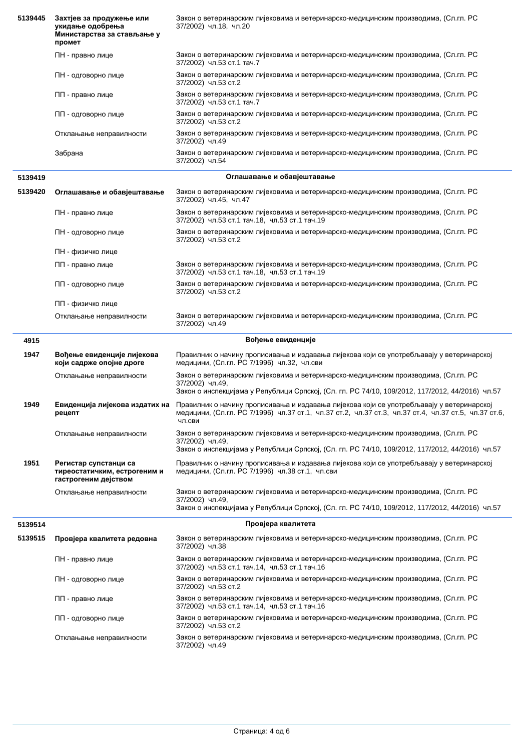| | | |
|---|---|---|
| **5139445** | **Захтјев за продужење или укидање одобрења Министарства за стављање у промет** | Закон о ветеринарским лијековима и ветеринарско-медицинским производима, (Сл.гл. РС 37/2002) чл.18, чл.20 |
| | ПН - правно лице | Закон о ветеринарским лијековима и ветеринарско-медицинским производима, (Сл.гл. РС 37/2002) чл.53 ст.1 тач.7 |
| | ПН - одговорно лице | Закон о ветеринарским лијековима и ветеринарско-медицинским производима, (Сл.гл. РС 37/2002) чл.53 ст.2 |
| | ПП - правно лице | Закон о ветеринарским лијековима и ветеринарско-медицинским производима, (Сл.гл. РС 37/2002) чл.53 ст.1 тач.7 |
| | ПП - одговорно лице | Закон о ветеринарским лијековима и ветеринарско-медицинским производима, (Сл.гл. РС 37/2002) чл.53 ст.2 |
| | Отклањање неправилности | Закон о ветеринарским лијековима и ветеринарско-медицинским производима, (Сл.гл. РС 37/2002) чл.49 |
| | Забрана | Закон о ветеринарским лијековима и ветеринарско-медицинским производима, (Сл.гл. РС 37/2002) чл.54 |
| **5139419** | | **Оглашавање и обавјештавање** |
| **5139420** | **Оглашавање и обавјештавање** | Закон о ветеринарским лијековима и ветеринарско-медицинским производима, (Сл.гл. РС 37/2002) чл.45, чл.47 |
| | ПН - правно лице | Закон о ветеринарским лијековима и ветеринарско-медицинским производима, (Сл.гл. РС 37/2002) чл.53 ст.1 тач.18, чл.53 ст.1 тач.19 |
| | ПН - одговорно лице | Закон о ветеринарским лијековима и ветеринарско-медицинским производима, (Сл.гл. РС 37/2002) чл.53 ст.2 |
| | ПН - физичко лице | |
| | ПП - правно лице | Закон о ветеринарским лијековима и ветеринарско-медицинским производима, (Сл.гл. РС 37/2002) чл.53 ст.1 тач.18, чл.53 ст.1 тач.19 |
| | ПП - одговорно лице | Закон о ветеринарским лијековима и ветеринарско-медицинским производима, (Сл.гл. РС 37/2002) чл.53 ст.2 |
| | ПП - физичко лице | |
| | Отклањање неправилности | Закон о ветеринарским лијековима и ветеринарско-медицинским производима, (Сл.гл. РС 37/2002) чл.49 |
| **4915** | | **Вођење евиденције** |
| **1947** | **Вођење евиденције лијекова који садрже опојне дроге** | Правилник о начину прописивања и издавања лијекова који се употребљавају у ветеринарској медицини, (Сл.гл. РС 7/1996) чл.32, чл.сви |
| | Отклањање неправилности | Закон о ветеринарским лијековима и ветеринарско-медицинским производима, (Сл.гл. РС 37/2002) чл.49, Закон о инспекцијама у Републици Српској, (Сл. гл. РС 74/10, 109/2012, 117/2012, 44/2016) чл.57 |
| **1949** | **Евиденција лијекова издатих на рецепт** | Правилник о начину прописивања и издавања лијекова који се употребљавају у ветеринарској медицини, (Сл.гл. РС 7/1996) чл.37 ст.1, чл.37 ст.2, чл.37 ст.3, чл.37 ст.4, чл.37 ст.5, чл.37 ст.6, чл.сви |
| | Отклањање неправилности | Закон о ветеринарским лијековима и ветеринарско-медицинским производима, (Сл.гл. РС 37/2002) чл.49, Закон о инспекцијама у Републици Српској, (Сл. гл. РС 74/10, 109/2012, 117/2012, 44/2016) чл.57 |
| **1951** | **Регистар супстанци са тиреостатичким, естрогеним и гастрогеним дејством** | Правилник о начину прописивања и издавања лијекова који се употребљавају у ветеринарској медицини, (Сл.гл. РС 7/1996) чл.38 ст.1, чл.сви |
| | Отклањање неправилности | Закон о ветеринарским лијековима и ветеринарско-медицинским производима, (Сл.гл. РС 37/2002) чл.49, Закон о инспекцијама у Републици Српској, (Сл. гл. РС 74/10, 109/2012, 117/2012, 44/2016) чл.57 |
| **5139514** | | **Провјера квалитета** |
| **5139515** | **Провјера квалитета редовна** | Закон о ветеринарским лијековима и ветеринарско-медицинским производима, (Сл.гл. РС 37/2002) чл.38 |
| | ПН - правно лице | Закон о ветеринарским лијековима и ветеринарско-медицинским производима, (Сл.гл. РС 37/2002) чл.53 ст.1 тач.14, чл.53 ст.1 тач.16 |
| | ПН - одговорно лице | Закон о ветеринарским лијековима и ветеринарско-медицинским производима, (Сл.гл. РС 37/2002) чл.53 ст.2 |
| | ПП - правно лице | Закон о ветеринарским лијековима и ветеринарско-медицинским производима, (Сл.гл. РС 37/2002) чл.53 ст.1 тач.14, чл.53 ст.1 тач.16 |
| | ПП - одговорно лице | Закон о ветеринарским лијековима и ветеринарско-медицинским производима, (Сл.гл. РС 37/2002) чл.53 ст.2 |
| | Отклањање неправилности | Закон о ветеринарским лијековима и ветеринарско-медицинским производима, (Сл.гл. РС 37/2002) чл.49 |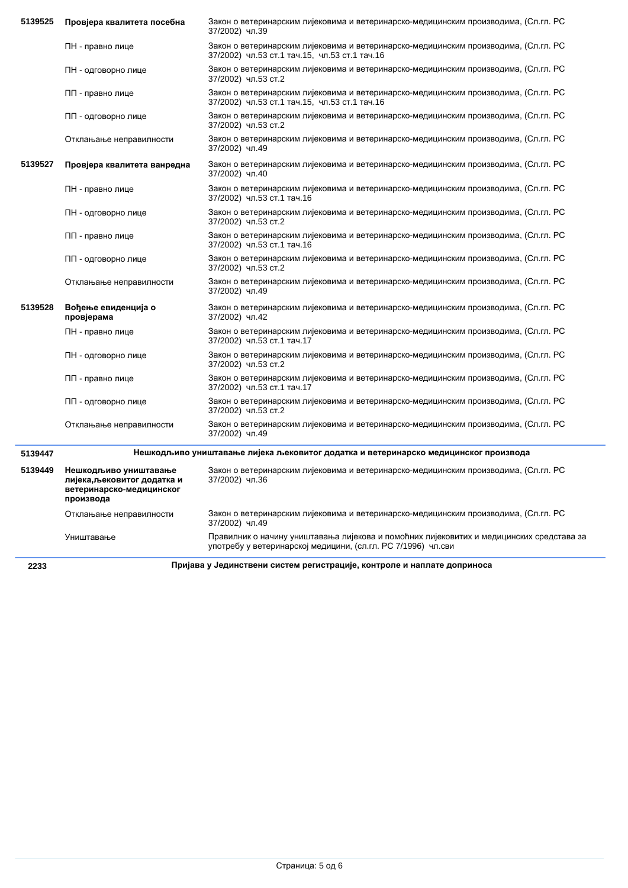| | | |
|---|---|---|
| **5139525** | **Провјера квалитета посебна** | Закон о ветеринарским лијековима и ветеринарско-медицинским производима, (Сл.гл. РС 37/2002) чл.39 |
| | ПН - правно лице | Закон о ветеринарским лијековима и ветеринарско-медицинским производима, (Сл.гл. РС 37/2002) чл.53 ст.1 тач.15, чл.53 ст.1 тач.16 |
| | ПН - одговорно лице | Закон о ветеринарским лијековима и ветеринарско-медицинским производима, (Сл.гл. РС 37/2002) чл.53 ст.2 |
| | ПП - правно лице | Закон о ветеринарским лијековима и ветеринарско-медицинским производима, (Сл.гл. РС 37/2002) чл.53 ст.1 тач.15, чл.53 ст.1 тач.16 |
| | ПП - одговорно лице | Закон о ветеринарским лијековима и ветеринарско-медицинским производима, (Сл.гл. РС 37/2002) чл.53 ст.2 |
| | Отклањање неправилности | Закон о ветеринарским лијековима и ветеринарско-медицинским производима, (Сл.гл. РС 37/2002) чл.49 |
| **5139527** | **Провјера квалитета ванредна** | Закон о ветеринарским лијековима и ветеринарско-медицинским производима, (Сл.гл. РС 37/2002) чл.40 |
| | ПН - правно лице | Закон о ветеринарским лијековима и ветеринарско-медицинским производима, (Сл.гл. РС 37/2002) чл.53 ст.1 тач.16 |
| | ПН - одговорно лице | Закон о ветеринарским лијековима и ветеринарско-медицинским производима, (Сл.гл. РС 37/2002) чл.53 ст.2 |
| | ПП - правно лице | Закон о ветеринарским лијековима и ветеринарско-медицинским производима, (Сл.гл. РС 37/2002) чл.53 ст.1 тач.16 |
| | ПП - одговорно лице | Закон о ветеринарским лијековима и ветеринарско-медицинским производима, (Сл.гл. РС 37/2002) чл.53 ст.2 |
| | Отклањање неправилности | Закон о ветеринарским лијековима и ветеринарско-медицинским производима, (Сл.гл. РС 37/2002) чл.49 |
| **5139528** | **Вођење евиденција о провјерама** | Закон о ветеринарским лијековима и ветеринарско-медицинским производима, (Сл.гл. РС 37/2002) чл.42 |
| | ПН - правно лице | Закон о ветеринарским лијековима и ветеринарско-медицинским производима, (Сл.гл. РС 37/2002) чл.53 ст.1 тач.17 |
| | ПН - одговорно лице | Закон о ветеринарским лијековима и ветеринарско-медицинским производима, (Сл.гл. РС 37/2002) чл.53 ст.2 |
| | ПП - правно лице | Закон о ветеринарским лијековима и ветеринарско-медицинским производима, (Сл.гл. РС 37/2002) чл.53 ст.1 тач.17 |
| | ПП - одговорно лице | Закон о ветеринарским лијековима и ветеринарско-медицинским производима, (Сл.гл. РС 37/2002) чл.53 ст.2 |
| | Отклањање неправилности | Закон о ветеринарским лијековима и ветеринарско-медицинским производима, (Сл.гл. РС 37/2002) чл.49 |

**5139447** **Нешкодљиво уништавање лијека љековитог додатка и ветеринарско медицинског производа**

| | | |
|---|---|---|
| **5139449** | **Нешкодљиво уништавање лијека,љековитог додатка и ветеринарско-медицинског производа** | Закон о ветеринарским лијековима и ветеринарско-медицинским производима, (Сл.гл. РС 37/2002) чл.36 |
| | Отклањање неправилности | Закон о ветеринарским лијековима и ветеринарско-медицинским производима, (Сл.гл. РС 37/2002) чл.49 |
| | Уништавање | Правилник о начину уништавања лијекова и помоћних лијековитих и медицинских средстава за употребу у ветеринарској медицини, (сл.гл. РС 7/1996) чл.сви |

**2233** **Пријава у Јединствени систем регистрације, контроле и наплате доприноса**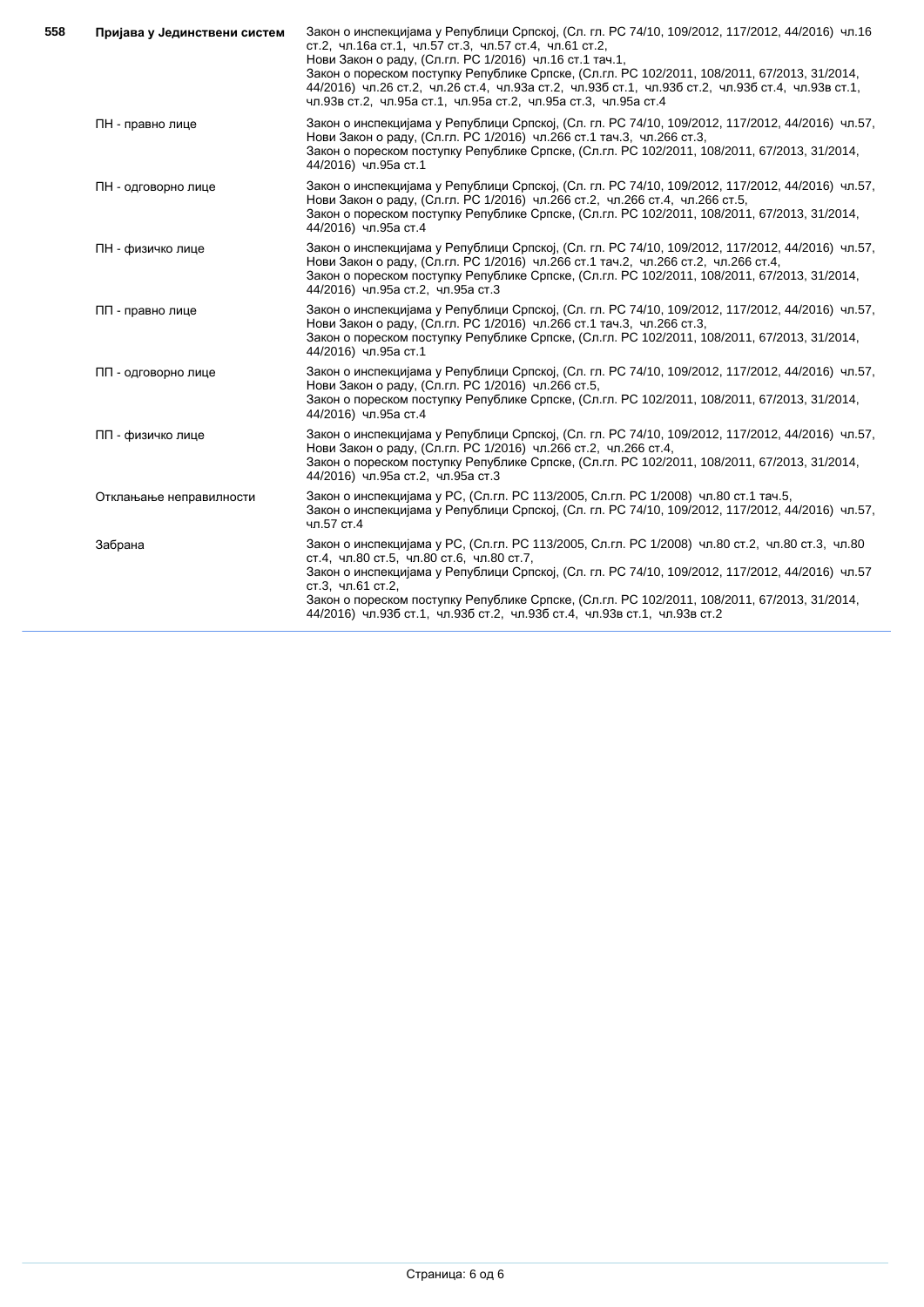| | | |
|---|---|---|
| **558** | **Пријава у Јединствени систем** | Закон о инспекцијама у Републици Српској, (Сл. гл. РС 74/10, 109/2012, 117/2012, 44/2016) чл.16 ст.2, чл.16а ст.1, чл.57 ст.3, чл.57 ст.4, чл.61 ст.2,<br>Нови Закон о раду, (Сл.гл. РС 1/2016) чл.16 ст.1 тач.1,<br>Закон о пореском поступку Републике Српске, (Сл.гл. РС 102/2011, 108/2011, 67/2013, 31/2014, 44/2016) чл.26 ст.2, чл.26 ст.4, чл.93а ст.2, чл.93б ст.1, чл.93б ст.2, чл.93б ст.4, чл.93в ст.1, чл.93в ст.2, чл.95а ст.1, чл.95а ст.2, чл.95а ст.3, чл.95а ст.4 |
| | ПН - правно лице | Закон о инспекцијама у Републици Српској, (Сл. гл. РС 74/10, 109/2012, 117/2012, 44/2016) чл.57,<br>Нови Закон о раду, (Сл.гл. РС 1/2016) чл.266 ст.1 тач.3, чл.266 ст.3,<br>Закон о пореском поступку Републике Српске, (Сл.гл. РС 102/2011, 108/2011, 67/2013, 31/2014, 44/2016) чл.95а ст.1 |
| | ПН - одговорно лице | Закон о инспекцијама у Републици Српској, (Сл. гл. РС 74/10, 109/2012, 117/2012, 44/2016) чл.57,<br>Нови Закон о раду, (Сл.гл. РС 1/2016) чл.266 ст.2, чл.266 ст.4, чл.266 ст.5,<br>Закон о пореском поступку Републике Српске, (Сл.гл. РС 102/2011, 108/2011, 67/2013, 31/2014, 44/2016) чл.95а ст.4 |
| | ПН - физичко лице | Закон о инспекцијама у Републици Српској, (Сл. гл. РС 74/10, 109/2012, 117/2012, 44/2016) чл.57,<br>Нови Закон о раду, (Сл.гл. РС 1/2016) чл.266 ст.1 тач.2, чл.266 ст.2, чл.266 ст.4,<br>Закон о пореском поступку Републике Српске, (Сл.гл. РС 102/2011, 108/2011, 67/2013, 31/2014, 44/2016) чл.95а ст.2, чл.95а ст.3 |
| | ПП - правно лице | Закон о инспекцијама у Републици Српској, (Сл. гл. РС 74/10, 109/2012, 117/2012, 44/2016) чл.57,<br>Нови Закон о раду, (Сл.гл. РС 1/2016) чл.266 ст.1 тач.3, чл.266 ст.3,<br>Закон о пореском поступку Републике Српске, (Сл.гл. РС 102/2011, 108/2011, 67/2013, 31/2014, 44/2016) чл.95а ст.1 |
| | ПП - одговорно лице | Закон о инспекцијама у Републици Српској, (Сл. гл. РС 74/10, 109/2012, 117/2012, 44/2016) чл.57,<br>Нови Закон о раду, (Сл.гл. РС 1/2016) чл.266 ст.5,<br>Закон о пореском поступку Републике Српске, (Сл.гл. РС 102/2011, 108/2011, 67/2013, 31/2014, 44/2016) чл.95а ст.4 |
| | ПП - физичко лице | Закон о инспекцијама у Републици Српској, (Сл. гл. РС 74/10, 109/2012, 117/2012, 44/2016) чл.57,<br>Нови Закон о раду, (Сл.гл. РС 1/2016) чл.266 ст.2, чл.266 ст.4,<br>Закон о пореском поступку Републике Српске, (Сл.гл. РС 102/2011, 108/2011, 67/2013, 31/2014, 44/2016) чл.95а ст.2, чл.95а ст.3 |
| | Отклањање неправилности | Закон о инспекцијама у РС, (Сл.гл. РС 113/2005, Сл.гл. РС 1/2008) чл.80 ст.1 тач.5,<br>Закон о инспекцијама у Републици Српској, (Сл. гл. РС 74/10, 109/2012, 117/2012, 44/2016) чл.57, чл.57 ст.4 |
| | Забрана | Закон о инспекцијама у РС, (Сл.гл. РС 113/2005, Сл.гл. РС 1/2008) чл.80 ст.2, чл.80 ст.3, чл.80 ст.4, чл.80 ст.5, чл.80 ст.6, чл.80 ст.7,<br>Закон о инспекцијама у Републици Српској, (Сл. гл. РС 74/10, 109/2012, 117/2012, 44/2016) чл.57 ст.3, чл.61 ст.2,<br>Закон о пореском поступку Републике Српске, (Сл.гл. РС 102/2011, 108/2011, 67/2013, 31/2014, 44/2016) чл.93б ст.1, чл.93б ст.2, чл.93б ст.4, чл.93в ст.1, чл.93в ст.2 |